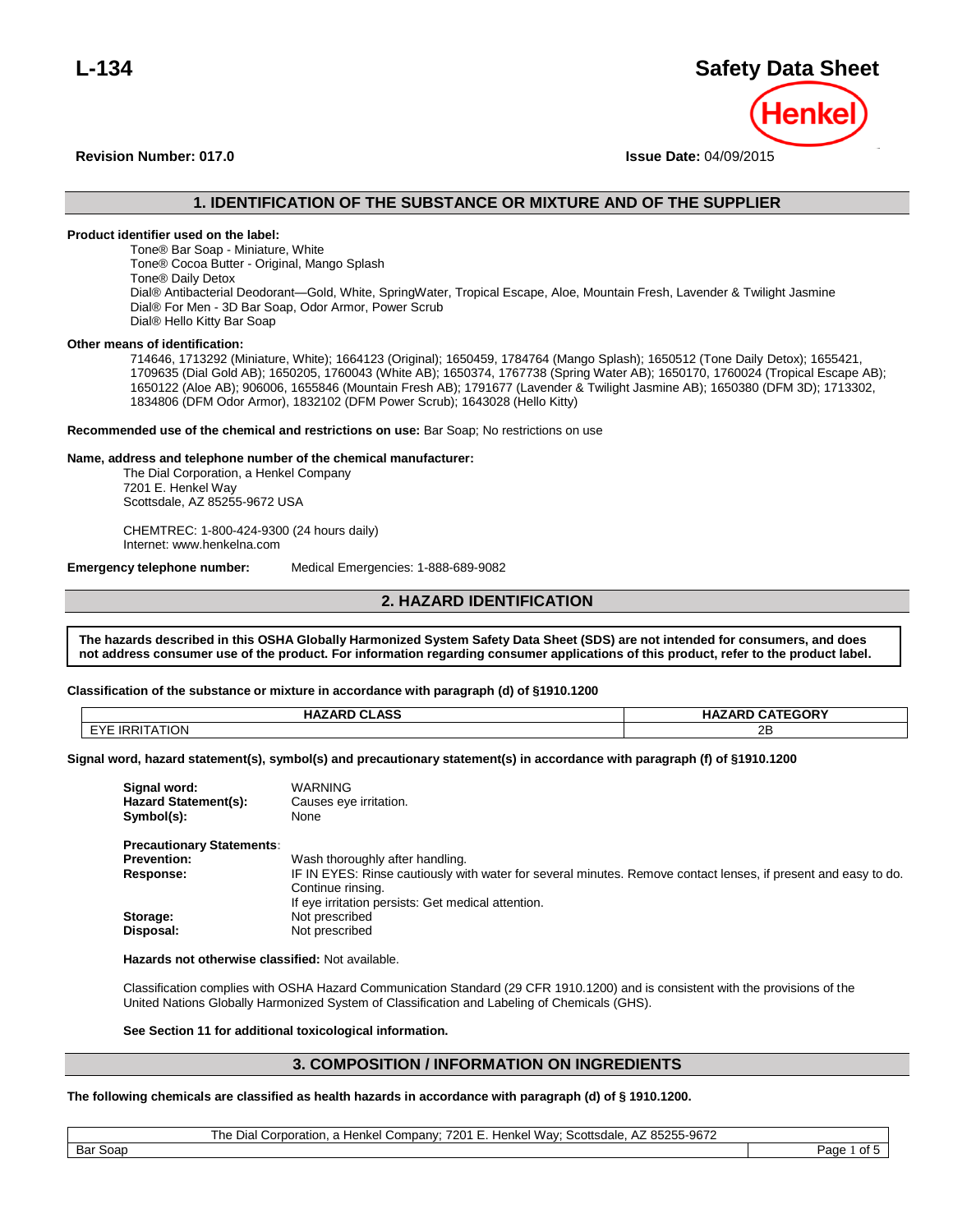# L-134

# Safety Data Sheet

**Revision Number: 017.0**

**Issue Date:** 04/09/2015

## 1. IDENTIFICATION OF THE SUBSTANCE OR MIXTURE AND OF THE SUPPLIER

**Product identifier used on the label:**

Tone® Bar Soap - Miniature, White
Tone® Cocoa Butter - Original, Mango Splash
Tone® Daily Detox
Dial® Antibacterial Deodorant—Gold, White, SpringWater, Tropical Escape, Aloe, Mountain Fresh, Lavender & Twilight Jasmine
Dial® For Men - 3D Bar Soap, Odor Armor, Power Scrub
Dial® Hello Kitty Bar Soap

**Other means of identification:**

714646, 1713292 (Miniature, White); 1664123 (Original); 1650459, 1784764 (Mango Splash); 1650512 (Tone Daily Detox); 1655421, 1709635 (Dial Gold AB); 1650205, 1760043 (White AB); 1650374, 1767738 (Spring Water AB); 1650170, 1760024 (Tropical Escape AB); 1650122 (Aloe AB); 906006, 1655846 (Mountain Fresh AB); 1791677 (Lavender & Twilight Jasmine AB); 1650380 (DFM 3D); 1713302, 1834806 (DFM Odor Armor), 1832102 (DFM Power Scrub); 1643028 (Hello Kitty)

**Recommended use of the chemical and restrictions on use:** Bar Soap; No restrictions on use

**Name, address and telephone number of the chemical manufacturer:**

The Dial Corporation, a Henkel Company
7201 E. Henkel Way
Scottsdale, AZ 85255-9672 USA

CHEMTREC: 1-800-424-9300 (24 hours daily)
Internet: www.henkelna.com

**Emergency telephone number:** Medical Emergencies: 1-888-689-9082

## 2. HAZARD IDENTIFICATION

**The hazards described in this OSHA Globally Harmonized System Safety Data Sheet (SDS) are not intended for consumers, and does not address consumer use of the product. For information regarding consumer applications of this product, refer to the product label.**

**Classification of the substance or mixture in accordance with paragraph (d) of §1910.1200**

| HAZARD CLASS | HAZARD CATEGORY |
|---|---|
| EYE IRRITATION | 2B |

**Signal word, hazard statement(s), symbol(s) and precautionary statement(s) in accordance with paragraph (f) of §1910.1200**

**Signal word:** WARNING
**Hazard Statement(s):** Causes eye irritation.
**Symbol(s):** None

**Precautionary Statements:**
**Prevention:** Wash thoroughly after handling.
**Response:** IF IN EYES: Rinse cautiously with water for several minutes. Remove contact lenses, if present and easy to do. Continue rinsing.
If eye irritation persists: Get medical attention.
**Storage:** Not prescribed
**Disposal:** Not prescribed

**Hazards not otherwise classified:** Not available.

Classification complies with OSHA Hazard Communication Standard (29 CFR 1910.1200) and is consistent with the provisions of the United Nations Globally Harmonized System of Classification and Labeling of Chemicals (GHS).

**See Section 11 for additional toxicological information.**

## 3. COMPOSITION / INFORMATION ON INGREDIENTS

**The following chemicals are classified as health hazards in accordance with paragraph (d) of § 1910.1200.**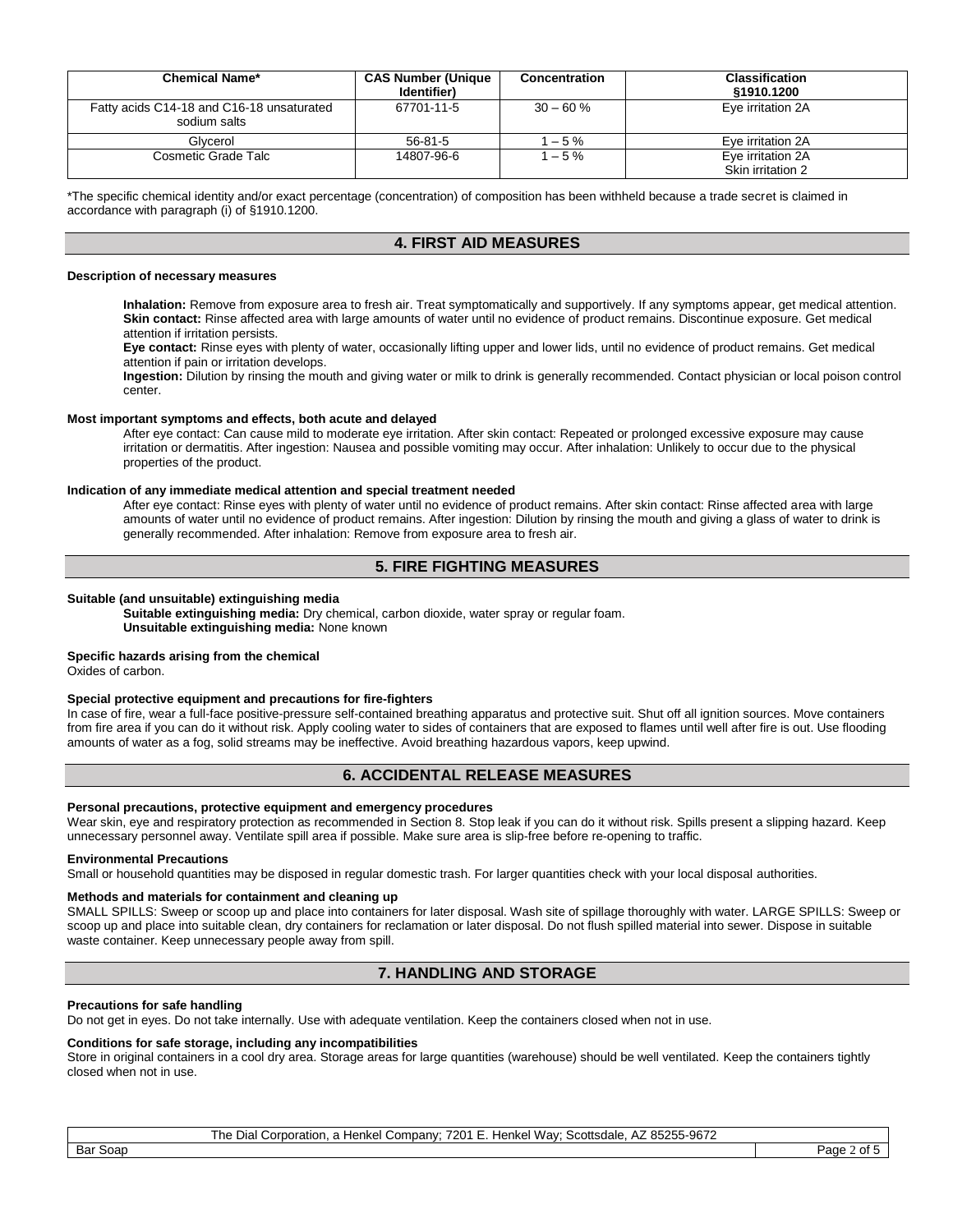| Chemical Name* | CAS Number (Unique Identifier) | Concentration | Classification §1910.1200 |
| --- | --- | --- | --- |
| Fatty acids C14-18 and C16-18 unsaturated sodium salts | 67701-11-5 | 30 – 60 % | Eye irritation 2A |
| Glycerol | 56-81-5 | 1 – 5 % | Eye irritation 2A |
| Cosmetic Grade Talc | 14807-96-6 | 1 – 5 % | Eye irritation 2A<br>Skin irritation 2 |

*The specific chemical identity and/or exact percentage (concentration) of composition has been withheld because a trade secret is claimed in accordance with paragraph (i) of §1910.1200.

## 4. FIRST AID MEASURES

**Description of necessary measures**

**Inhalation:** Remove from exposure area to fresh air. Treat symptomatically and supportively. If any symptoms appear, get medical attention.
**Skin contact:** Rinse affected area with large amounts of water until no evidence of product remains. Discontinue exposure. Get medical attention if irritation persists.
**Eye contact:** Rinse eyes with plenty of water, occasionally lifting upper and lower lids, until no evidence of product remains. Get medical attention if pain or irritation develops.
**Ingestion:** Dilution by rinsing the mouth and giving water or milk to drink is generally recommended. Contact physician or local poison control center.

**Most important symptoms and effects, both acute and delayed**

After eye contact: Can cause mild to moderate eye irritation. After skin contact: Repeated or prolonged excessive exposure may cause irritation or dermatitis. After ingestion: Nausea and possible vomiting may occur. After inhalation: Unlikely to occur due to the physical properties of the product.

**Indication of any immediate medical attention and special treatment needed**

After eye contact: Rinse eyes with plenty of water until no evidence of product remains. After skin contact: Rinse affected area with large amounts of water until no evidence of product remains. After ingestion: Dilution by rinsing the mouth and giving a glass of water to drink is generally recommended. After inhalation: Remove from exposure area to fresh air.

## 5. FIRE FIGHTING MEASURES

**Suitable (and unsuitable) extinguishing media**

**Suitable extinguishing media:** Dry chemical, carbon dioxide, water spray or regular foam.
**Unsuitable extinguishing media:** None known

**Specific hazards arising from the chemical**

Oxides of carbon.

**Special protective equipment and precautions for fire-fighters**

In case of fire, wear a full-face positive-pressure self-contained breathing apparatus and protective suit. Shut off all ignition sources. Move containers from fire area if you can do it without risk. Apply cooling water to sides of containers that are exposed to flames until well after fire is out. Use flooding amounts of water as a fog, solid streams may be ineffective. Avoid breathing hazardous vapors, keep upwind.

## 6. ACCIDENTAL RELEASE MEASURES

**Personal precautions, protective equipment and emergency procedures**

Wear skin, eye and respiratory protection as recommended in Section 8. Stop leak if you can do it without risk. Spills present a slipping hazard. Keep unnecessary personnel away. Ventilate spill area if possible. Make sure area is slip-free before re-opening to traffic.

**Environmental Precautions**

Small or household quantities may be disposed in regular domestic trash. For larger quantities check with your local disposal authorities.

**Methods and materials for containment and cleaning up**

SMALL SPILLS: Sweep or scoop up and place into containers for later disposal. Wash site of spillage thoroughly with water. LARGE SPILLS: Sweep or scoop up and place into suitable clean, dry containers for reclamation or later disposal. Do not flush spilled material into sewer. Dispose in suitable waste container. Keep unnecessary people away from spill.

## 7. HANDLING AND STORAGE

**Precautions for safe handling**

Do not get in eyes. Do not take internally. Use with adequate ventilation. Keep the containers closed when not in use.

**Conditions for safe storage, including any incompatibilities**

Store in original containers in a cool dry area. Storage areas for large quantities (warehouse) should be well ventilated. Keep the containers tightly closed when not in use.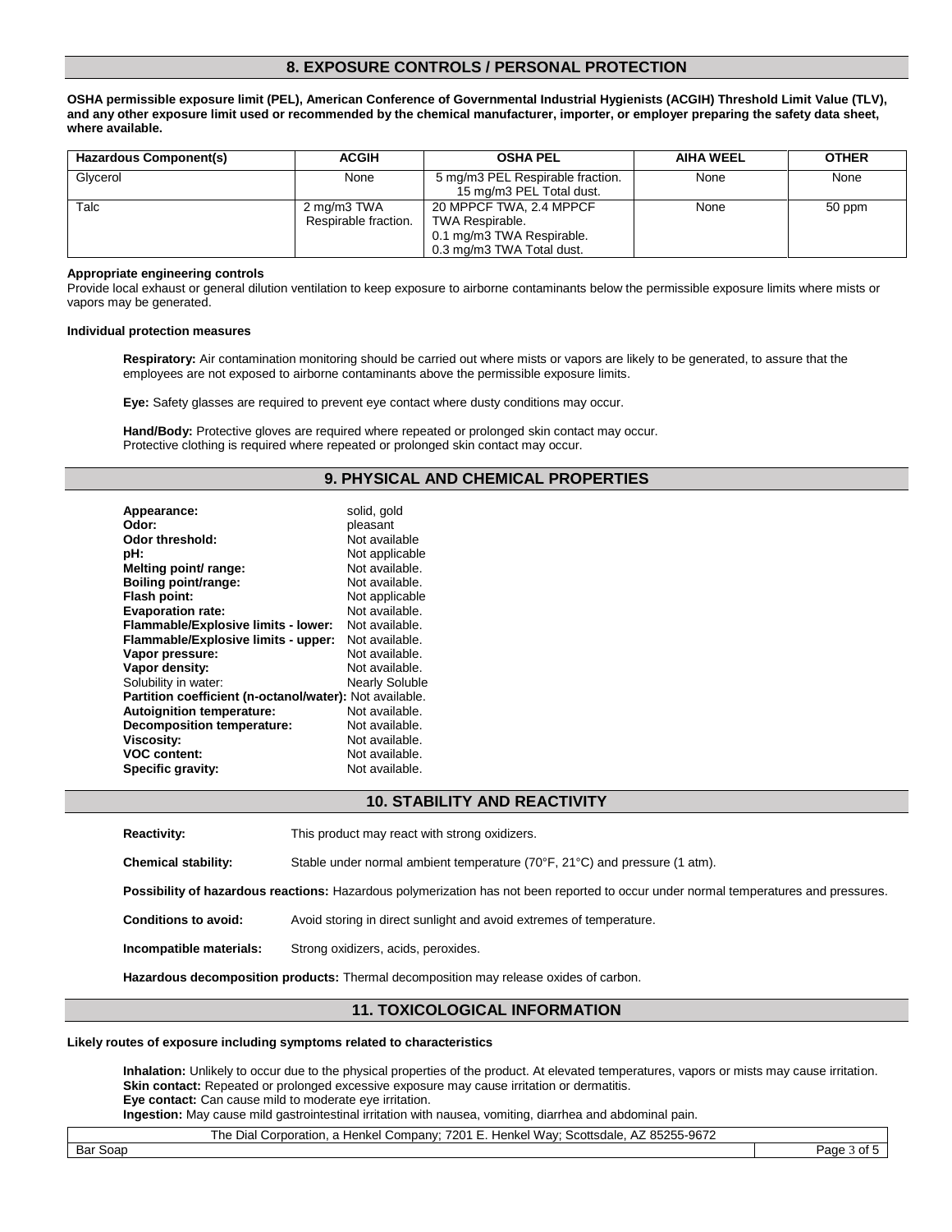## 8. EXPOSURE CONTROLS / PERSONAL PROTECTION

**OSHA permissible exposure limit (PEL), American Conference of Governmental Industrial Hygienists (ACGIH) Threshold Limit Value (TLV), and any other exposure limit used or recommended by the chemical manufacturer, importer, or employer preparing the safety data sheet, where available.**

| Hazardous Component(s) | ACGIH | OSHA PEL | AIHA WEEL | OTHER |
|---|---|---|---|---|
| Glycerol | None | 5 mg/m3 PEL Respirable fraction. 15 mg/m3 PEL Total dust. | None | None |
| Talc | 2 mg/m3 TWA Respirable fraction. | 20 MPPCF TWA, 2.4 MPPCF TWA Respirable. 0.1 mg/m3 TWA Respirable. 0.3 mg/m3 TWA Total dust. | None | 50 ppm |

**Appropriate engineering controls**

Provide local exhaust or general dilution ventilation to keep exposure to airborne contaminants below the permissible exposure limits where mists or vapors may be generated.

**Individual protection measures**

**Respiratory:** Air contamination monitoring should be carried out where mists or vapors are likely to be generated, to assure that the employees are not exposed to airborne contaminants above the permissible exposure limits.

**Eye:** Safety glasses are required to prevent eye contact where dusty conditions may occur.

**Hand/Body:** Protective gloves are required where repeated or prolonged skin contact may occur.
Protective clothing is required where repeated or prolonged skin contact may occur.

## 9. PHYSICAL AND CHEMICAL PROPERTIES

**Appearance:** solid, gold
**Odor:** pleasant
**Odor threshold:** Not available
**pH:** Not applicable
**Melting point/ range:** Not available.
**Boiling point/range:** Not available.
**Flash point:** Not applicable
**Evaporation rate:** Not available.
**Flammable/Explosive limits - lower:** Not available.
**Flammable/Explosive limits - upper:** Not available.
**Vapor pressure:** Not available.
**Vapor density:** Not available.
Solubility in water: Nearly Soluble
**Partition coefficient (n-octanol/water):** Not available.
**Autoignition temperature:** Not available.
**Decomposition temperature:** Not available.
**Viscosity:** Not available.
**VOC content:** Not available.
**Specific gravity:** Not available.

## 10. STABILITY AND REACTIVITY

**Reactivity:** This product may react with strong oxidizers.

**Chemical stability:** Stable under normal ambient temperature (70°F, 21°C) and pressure (1 atm).

**Possibility of hazardous reactions:** Hazardous polymerization has not been reported to occur under normal temperatures and pressures.

**Conditions to avoid:** Avoid storing in direct sunlight and avoid extremes of temperature.

**Incompatible materials:** Strong oxidizers, acids, peroxides.

**Hazardous decomposition products:** Thermal decomposition may release oxides of carbon.

## 11. TOXICOLOGICAL INFORMATION

**Likely routes of exposure including symptoms related to characteristics**

**Inhalation:** Unlikely to occur due to the physical properties of the product. At elevated temperatures, vapors or mists may cause irritation.
**Skin contact:** Repeated or prolonged excessive exposure may cause irritation or dermatitis.
**Eye contact:** Can cause mild to moderate eye irritation.
**Ingestion:** May cause mild gastrointestinal irritation with nausea, vomiting, diarrhea and abdominal pain.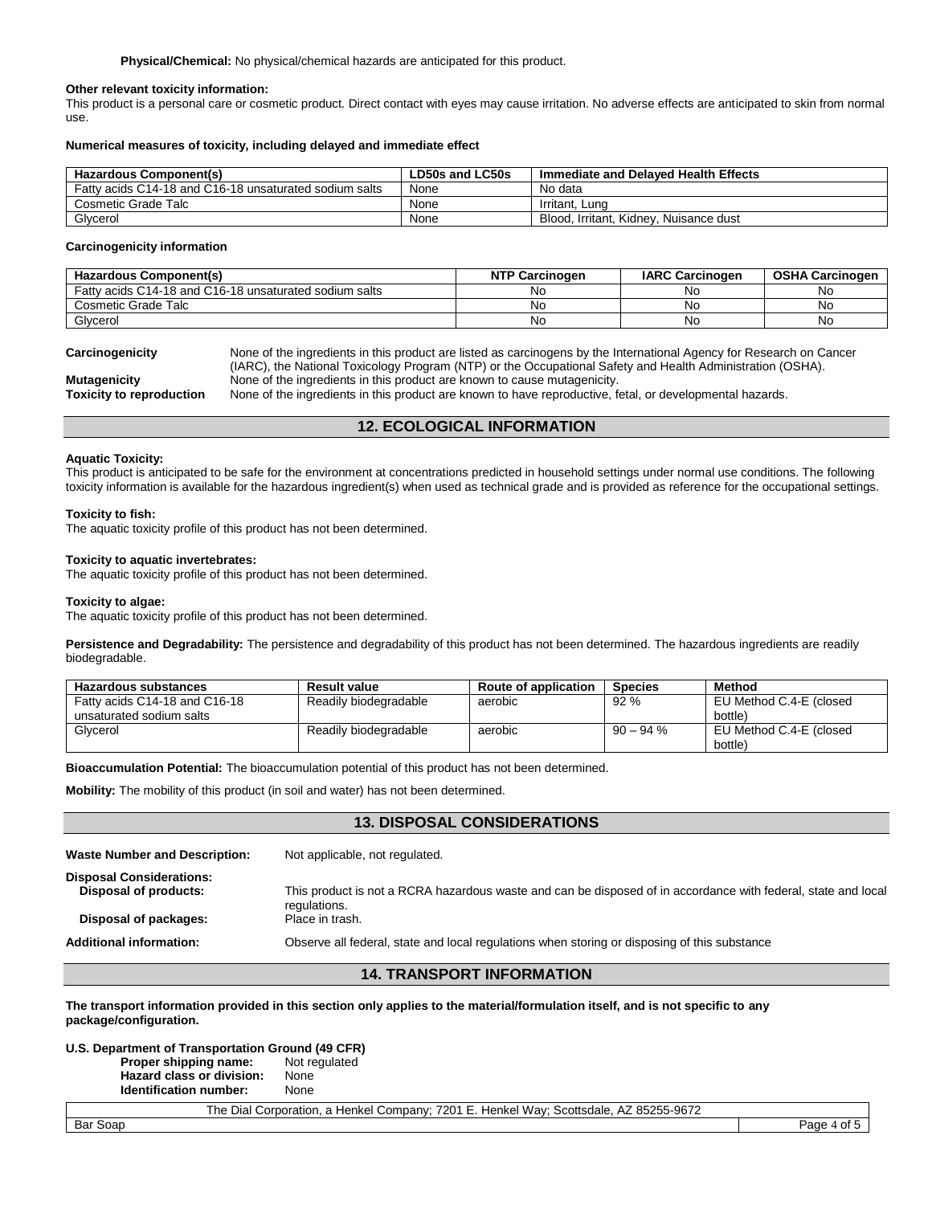**Physical/Chemical:** No physical/chemical hazards are anticipated for this product.

**Other relevant toxicity information:**
This product is a personal care or cosmetic product. Direct contact with eyes may cause irritation. No adverse effects are anticipated to skin from normal use.

**Numerical measures of toxicity, including delayed and immediate effect**

| Hazardous Component(s) | LD50s and LC50s | Immediate and Delayed Health Effects |
|---|---|---|
| Fatty acids C14-18 and C16-18 unsaturated sodium salts | None | No data |
| Cosmetic Grade Talc | None | Irritant, Lung |
| Glycerol | None | Blood, Irritant, Kidney, Nuisance dust |

**Carcinogenicity information**

| Hazardous Component(s) | NTP Carcinogen | IARC Carcinogen | OSHA Carcinogen |
|---|---|---|---|
| Fatty acids C14-18 and C16-18 unsaturated sodium salts | No | No | No |
| Cosmetic Grade Talc | No | No | No |
| Glycerol | No | No | No |

**Carcinogenicity** None of the ingredients in this product are listed as carcinogens by the International Agency for Research on Cancer (IARC), the National Toxicology Program (NTP) or the Occupational Safety and Health Administration (OSHA).

**Mutagenicity** None of the ingredients in this product are known to cause mutagenicity.

**Toxicity to reproduction** None of the ingredients in this product are known to have reproductive, fetal, or developmental hazards.

## 12. ECOLOGICAL INFORMATION

**Aquatic Toxicity:**
This product is anticipated to be safe for the environment at concentrations predicted in household settings under normal use conditions. The following toxicity information is available for the hazardous ingredient(s) when used as technical grade and is provided as reference for the occupational settings.

**Toxicity to fish:**
The aquatic toxicity profile of this product has not been determined.

**Toxicity to aquatic invertebrates:**
The aquatic toxicity profile of this product has not been determined.

**Toxicity to algae:**
The aquatic toxicity profile of this product has not been determined.

**Persistence and Degradability:** The persistence and degradability of this product has not been determined. The hazardous ingredients are readily biodegradable.

| Hazardous substances | Result value | Route of application | Species | Method |
|---|---|---|---|---|
| Fatty acids C14-18 and C16-18 unsaturated sodium salts | Readily biodegradable | aerobic | 92 % | EU Method C.4-E (closed bottle) |
| Glycerol | Readily biodegradable | aerobic | 90 – 94 % | EU Method C.4-E (closed bottle) |

**Bioaccumulation Potential:** The bioaccumulation potential of this product has not been determined.

**Mobility:** The mobility of this product (in soil and water) has not been determined.

## 13. DISPOSAL CONSIDERATIONS

**Waste Number and Description:** Not applicable, not regulated.

**Disposal Considerations:**

**Disposal of products:** This product is not a RCRA hazardous waste and can be disposed of in accordance with federal, state and local regulations.

**Disposal of packages:** Place in trash.

**Additional information:** Observe all federal, state and local regulations when storing or disposing of this substance

## 14. TRANSPORT INFORMATION

**The transport information provided in this section only applies to the material/formulation itself, and is not specific to any package/configuration.**

**U.S. Department of Transportation Ground (49 CFR)**

**Proper shipping name:** Not regulated
**Hazard class or division:** None
**Identification number:** None

The Dial Corporation, a Henkel Company; 7201 E. Henkel Way; Scottsdale, AZ 85255-9672

Bar Soap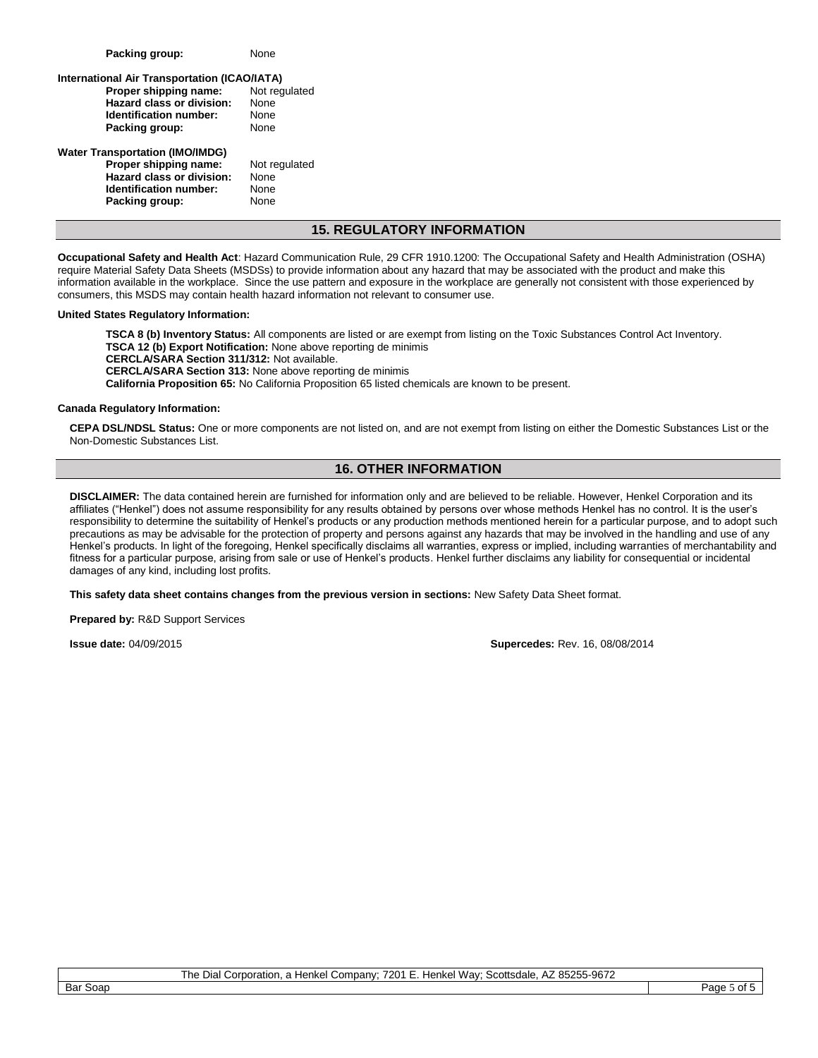**Packing group:** None

**International Air Transportation (ICAO/IATA)**

**Proper shipping name:** Not regulated
**Hazard class or division:** None
**Identification number:** None
**Packing group:** None

**Water Transportation (IMO/IMDG)**

**Proper shipping name:** Not regulated
**Hazard class or division:** None
**Identification number:** None
**Packing group:** None

## 15. REGULATORY INFORMATION

**Occupational Safety and Health Act**: Hazard Communication Rule, 29 CFR 1910.1200: The Occupational Safety and Health Administration (OSHA) require Material Safety Data Sheets (MSDSs) to provide information about any hazard that may be associated with the product and make this information available in the workplace. Since the use pattern and exposure in the workplace are generally not consistent with those experienced by consumers, this MSDS may contain health hazard information not relevant to consumer use.

**United States Regulatory Information:**

**TSCA 8 (b) Inventory Status:** All components are listed or are exempt from listing on the Toxic Substances Control Act Inventory.
**TSCA 12 (b) Export Notification:** None above reporting de minimis
**CERCLA/SARA Section 311/312:** Not available.
**CERCLA/SARA Section 313:** None above reporting de minimis
**California Proposition 65:** No California Proposition 65 listed chemicals are known to be present.

**Canada Regulatory Information:**

**CEPA DSL/NDSL Status:** One or more components are not listed on, and are not exempt from listing on either the Domestic Substances List or the Non-Domestic Substances List.

## 16. OTHER INFORMATION

**DISCLAIMER:** The data contained herein are furnished for information only and are believed to be reliable. However, Henkel Corporation and its affiliates ("Henkel") does not assume responsibility for any results obtained by persons over whose methods Henkel has no control. It is the user's responsibility to determine the suitability of Henkel's products or any production methods mentioned herein for a particular purpose, and to adopt such precautions as may be advisable for the protection of property and persons against any hazards that may be involved in the handling and use of any Henkel's products. In light of the foregoing, Henkel specifically disclaims all warranties, express or implied, including warranties of merchantability and fitness for a particular purpose, arising from sale or use of Henkel's products. Henkel further disclaims any liability for consequential or incidental damages of any kind, including lost profits.

**This safety data sheet contains changes from the previous version in sections:** New Safety Data Sheet format.

**Prepared by:** R&D Support Services

**Issue date:** 04/09/2015 **Supercedes:** Rev. 16, 08/08/2014